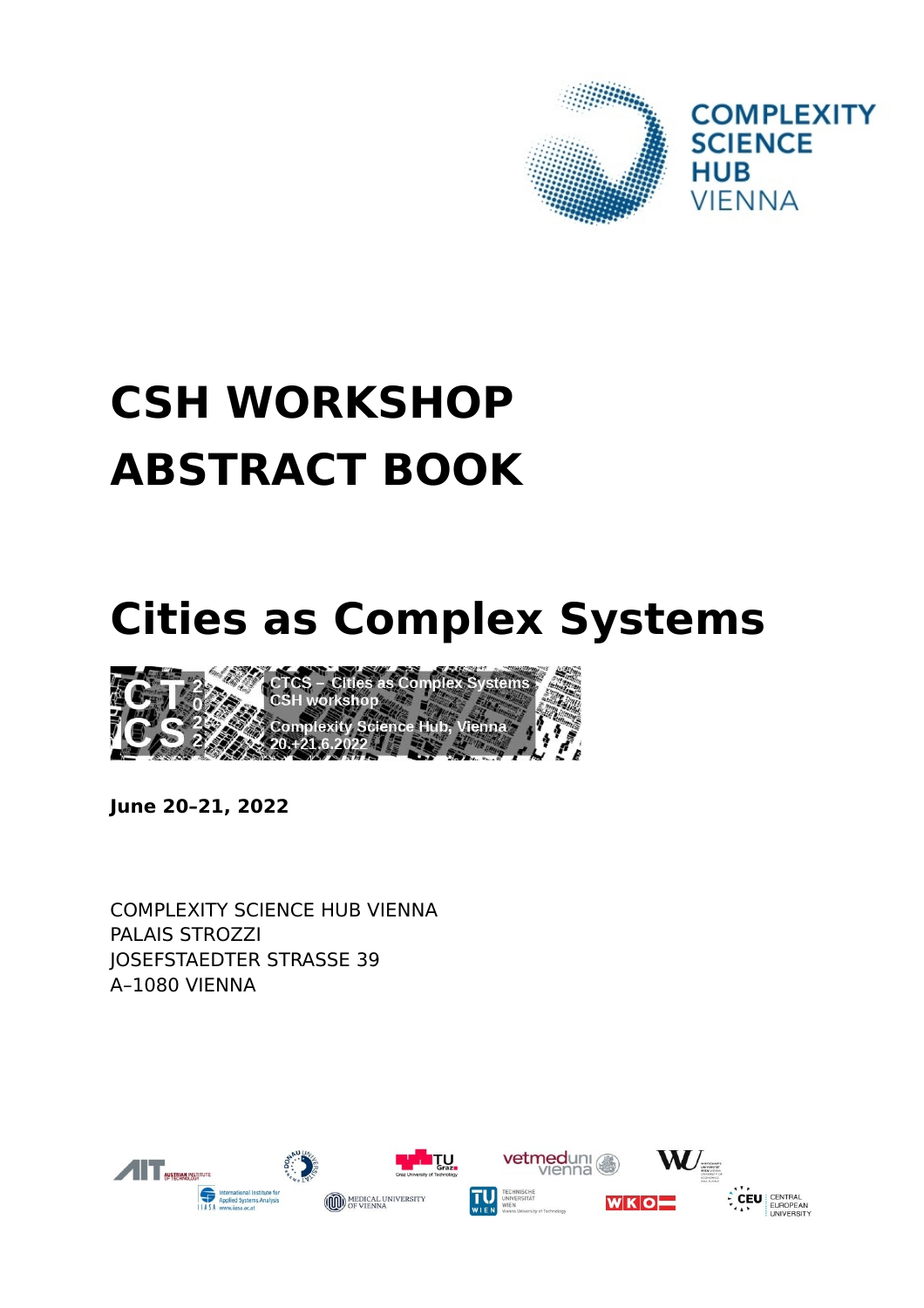# CSH WORKSHOP ABSTRACT BOOK

# Cities as Complex Systems

**June 20–21, 2022**

COMPLEXITY SCIENCE HUB VIENNA
PALAIS STROZZI
JOSEFSTAEDTER STRASSE 39
A–1080 VIENNA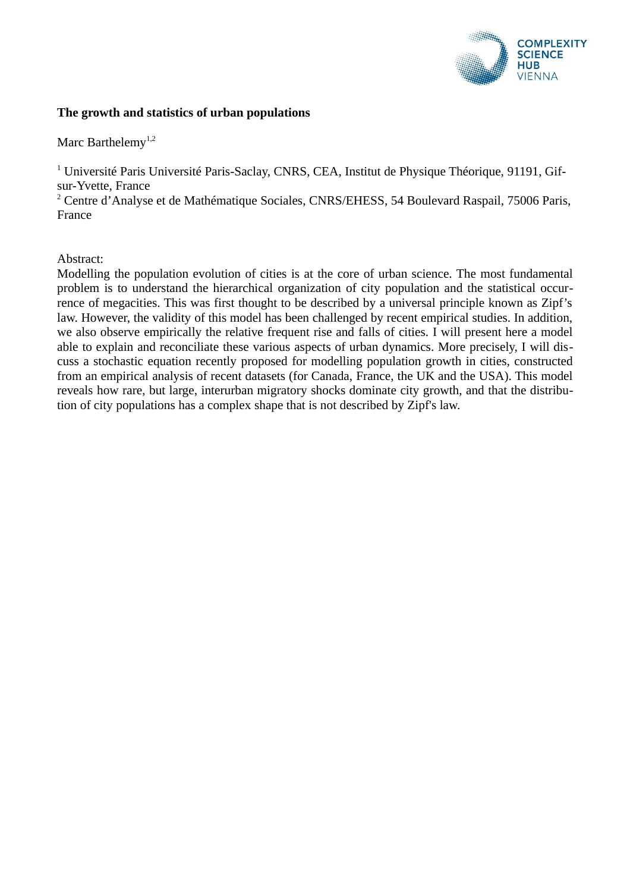**The growth and statistics of urban populations**

Marc Barthelemy[1,2]

[1] Université Paris Université Paris-Saclay, CNRS, CEA, Institut de Physique Théorique, 91191, Gif-sur-Yvette, France

[2] Centre d'Analyse et de Mathématique Sociales, CNRS/EHESS, 54 Boulevard Raspail, 75006 Paris, France

Abstract:

Modelling the population evolution of cities is at the core of urban science. The most fundamental problem is to understand the hierarchical organization of city population and the statistical occurrence of megacities. This was first thought to be described by a universal principle known as Zipf's law. However, the validity of this model has been challenged by recent empirical studies. In addition, we also observe empirically the relative frequent rise and falls of cities. I will present here a model able to explain and reconciliate these various aspects of urban dynamics. More precisely, I will discuss a stochastic equation recently proposed for modelling population growth in cities, constructed from an empirical analysis of recent datasets (for Canada, France, the UK and the USA). This model reveals how rare, but large, interurban migratory shocks dominate city growth, and that the distribution of city populations has a complex shape that is not described by Zipf's law.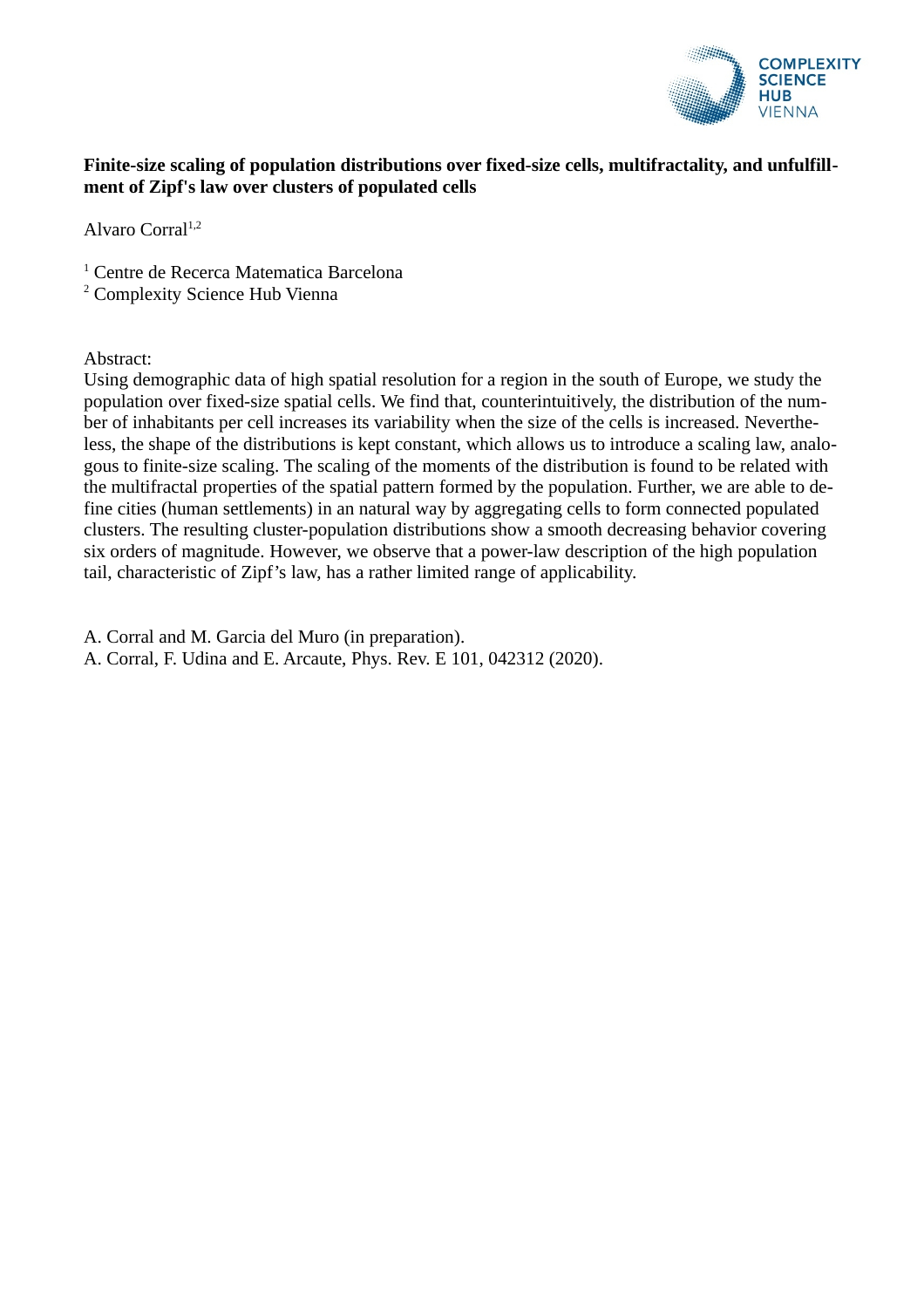**Finite-size scaling of population distributions over fixed-size cells, multifractality, and unfulfillment of Zipf's law over clusters of populated cells**

Alvaro Corral[1,2]

[1] Centre de Recerca Matematica Barcelona
[2] Complexity Science Hub Vienna

Abstract:
Using demographic data of high spatial resolution for a region in the south of Europe, we study the population over fixed-size spatial cells. We find that, counterintuitively, the distribution of the number of inhabitants per cell increases its variability when the size of the cells is increased. Nevertheless, the shape of the distributions is kept constant, which allows us to introduce a scaling law, analogous to finite-size scaling. The scaling of the moments of the distribution is found to be related with the multifractal properties of the spatial pattern formed by the population. Further, we are able to define cities (human settlements) in an natural way by aggregating cells to form connected populated clusters. The resulting cluster-population distributions show a smooth decreasing behavior covering six orders of magnitude. However, we observe that a power-law description of the high population tail, characteristic of Zipf's law, has a rather limited range of applicability.

A. Corral and M. Garcia del Muro (in preparation).
A. Corral, F. Udina and E. Arcaute, Phys. Rev. E 101, 042312 (2020).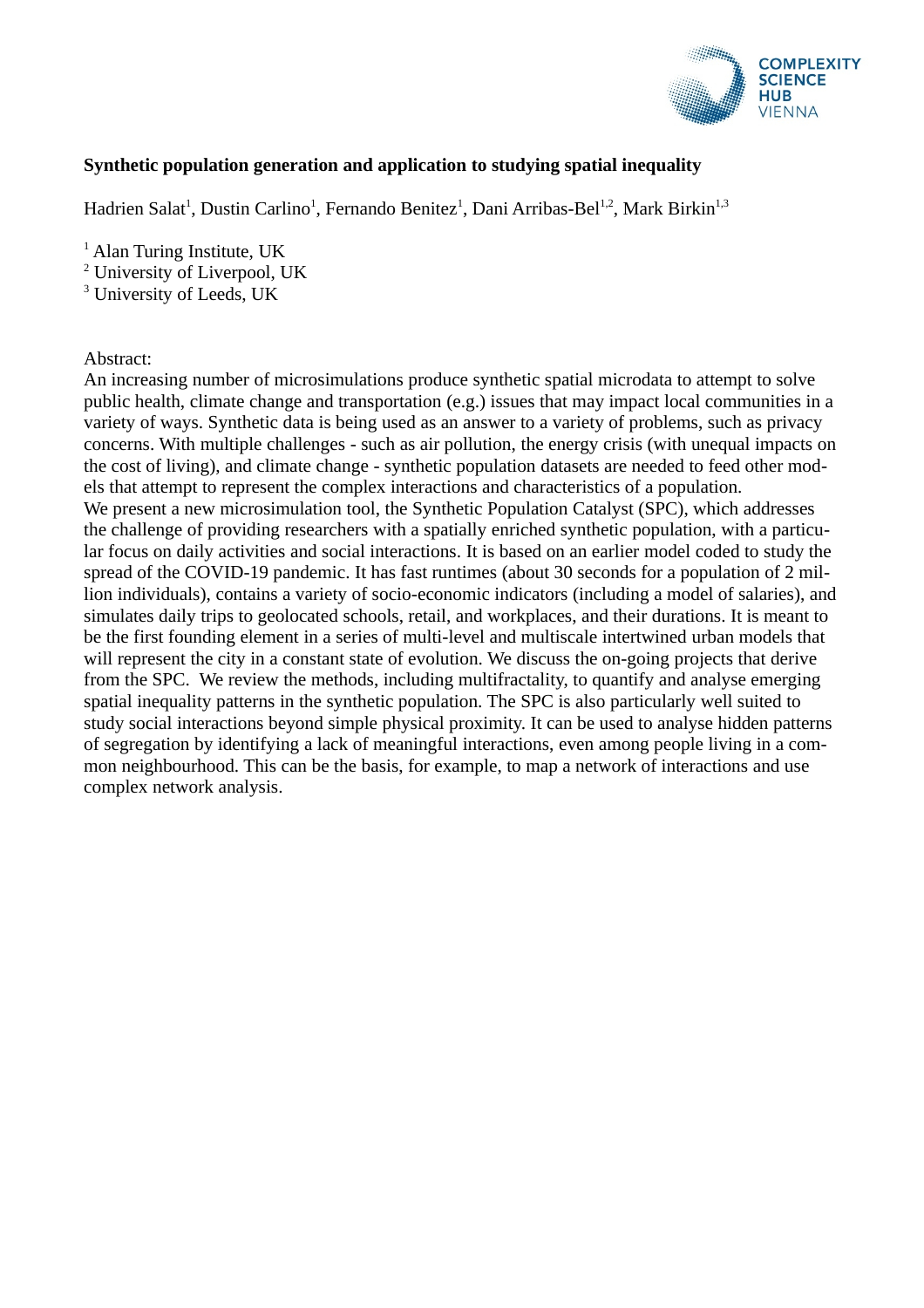**Synthetic population generation and application to studying spatial inequality**

Hadrien Salat[1], Dustin Carlino[1], Fernando Benitez[1], Dani Arribas-Bel[1,2], Mark Birkin[1,3]

[1] Alan Turing Institute, UK
[2] University of Liverpool, UK
[3] University of Leeds, UK

Abstract:
An increasing number of microsimulations produce synthetic spatial microdata to attempt to solve public health, climate change and transportation (e.g.) issues that may impact local communities in a variety of ways. Synthetic data is being used as an answer to a variety of problems, such as privacy concerns. With multiple challenges - such as air pollution, the energy crisis (with unequal impacts on the cost of living), and climate change - synthetic population datasets are needed to feed other models that attempt to represent the complex interactions and characteristics of a population.
We present a new microsimulation tool, the Synthetic Population Catalyst (SPC), which addresses the challenge of providing researchers with a spatially enriched synthetic population, with a particular focus on daily activities and social interactions. It is based on an earlier model coded to study the spread of the COVID-19 pandemic. It has fast runtimes (about 30 seconds for a population of 2 million individuals), contains a variety of socio-economic indicators (including a model of salaries), and simulates daily trips to geolocated schools, retail, and workplaces, and their durations. It is meant to be the first founding element in a series of multi-level and multiscale intertwined urban models that will represent the city in a constant state of evolution. We discuss the on-going projects that derive from the SPC. We review the methods, including multifractality, to quantify and analyse emerging spatial inequality patterns in the synthetic population. The SPC is also particularly well suited to study social interactions beyond simple physical proximity. It can be used to analyse hidden patterns of segregation by identifying a lack of meaningful interactions, even among people living in a common neighbourhood. This can be the basis, for example, to map a network of interactions and use complex network analysis.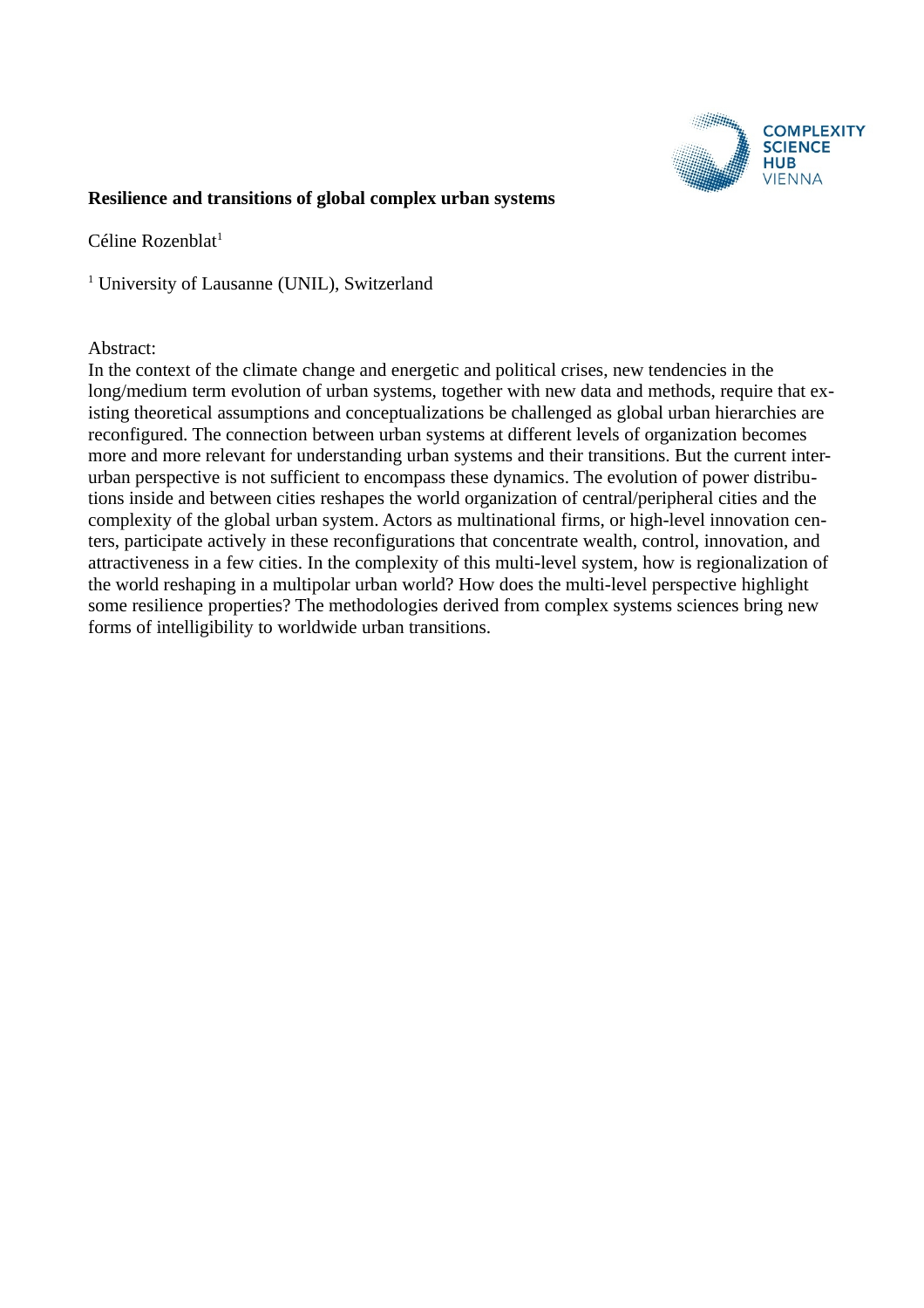**Resilience and transitions of global complex urban systems**

Céline Rozenblat[1]

[1] University of Lausanne (UNIL), Switzerland

Abstract:
In the context of the climate change and energetic and political crises, new tendencies in the long/medium term evolution of urban systems, together with new data and methods, require that existing theoretical assumptions and conceptualizations be challenged as global urban hierarchies are reconfigured. The connection between urban systems at different levels of organization becomes more and more relevant for understanding urban systems and their transitions. But the current inter-urban perspective is not sufficient to encompass these dynamics. The evolution of power distributions inside and between cities reshapes the world organization of central/peripheral cities and the complexity of the global urban system. Actors as multinational firms, or high-level innovation centers, participate actively in these reconfigurations that concentrate wealth, control, innovation, and attractiveness in a few cities. In the complexity of this multi-level system, how is regionalization of the world reshaping in a multipolar urban world? How does the multi-level perspective highlight some resilience properties? The methodologies derived from complex systems sciences bring new forms of intelligibility to worldwide urban transitions.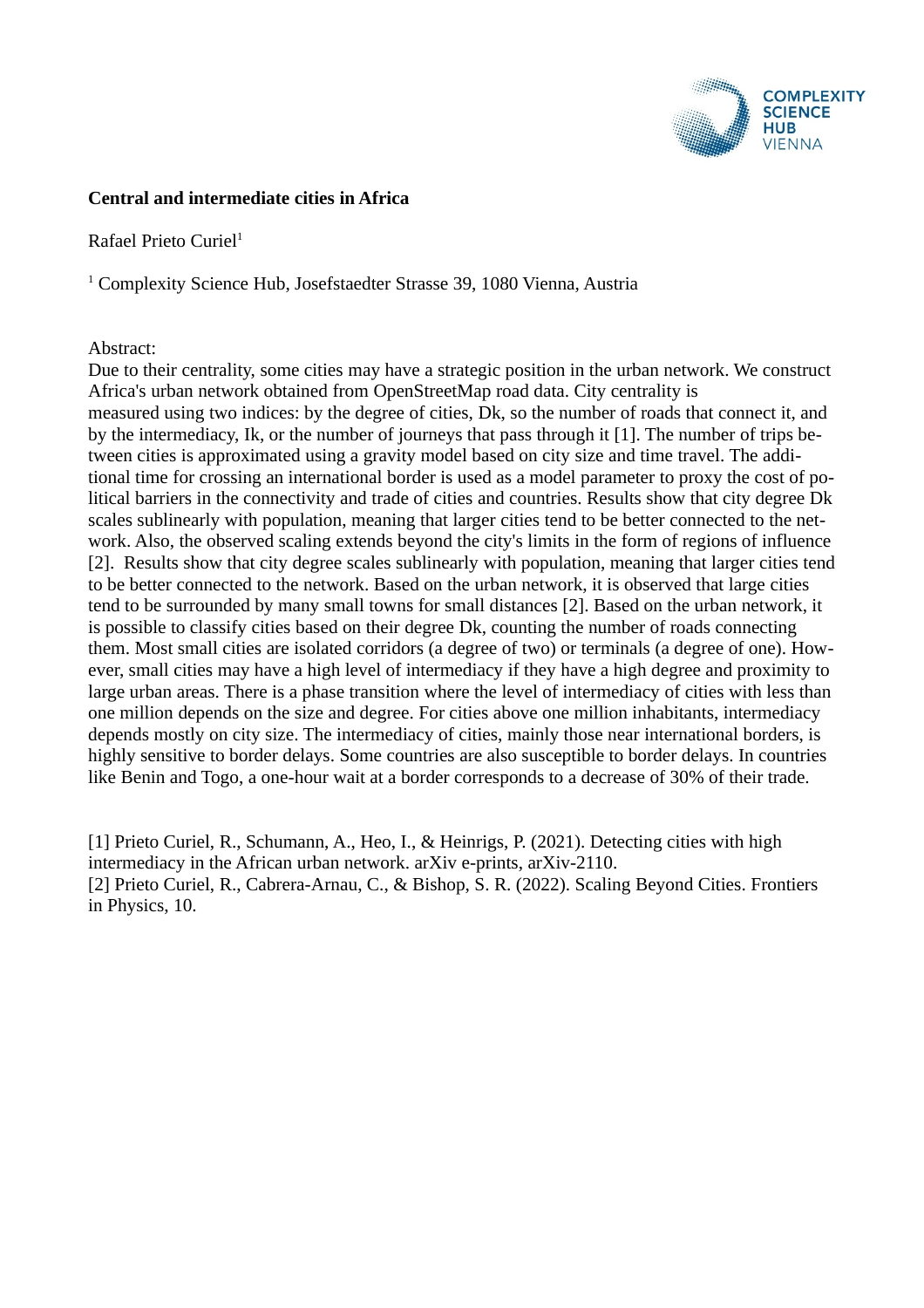**Central and intermediate cities in Africa**

Rafael Prieto Curiel[1]

[1] Complexity Science Hub, Josefstaedter Strasse 39, 1080 Vienna, Austria

Abstract:
Due to their centrality, some cities may have a strategic position in the urban network. We construct Africa's urban network obtained from OpenStreetMap road data. City centrality is measured using two indices: by the degree of cities, Dk, so the number of roads that connect it, and by the intermediacy, Ik, or the number of journeys that pass through it [1]. The number of trips between cities is approximated using a gravity model based on city size and time travel. The additional time for crossing an international border is used as a model parameter to proxy the cost of political barriers in the connectivity and trade of cities and countries. Results show that city degree Dk scales sublinearly with population, meaning that larger cities tend to be better connected to the network. Also, the observed scaling extends beyond the city's limits in the form of regions of influence [2]. Results show that city degree Dk scales sublinearly with population, meaning that larger cities tend to be better connected to the network. Based on the urban network, it is observed that large cities tend to be surrounded by many small towns for small distances [2]. Based on the urban network, it is possible to classify cities based on their degree Dk, counting the number of roads connecting them. Most small cities are isolated corridors (a degree of two) or terminals (a degree of one). However, small cities may have a high level of intermediacy if they have a high degree and proximity to large urban areas. There is a phase transition where the level of intermediacy of cities with less than one million depends on the size and degree. For cities above one million inhabitants, intermediacy depends mostly on city size. The intermediacy of cities, mainly those near international borders, is highly sensitive to border delays. Some countries are also susceptible to border delays. In countries like Benin and Togo, a one-hour wait at a border corresponds to a decrease of 30% of their trade.

[1] Prieto Curiel, R., Schumann, A., Heo, I., & Heinrigs, P. (2021). Detecting cities with high intermediacy in the African urban network. arXiv e-prints, arXiv-2110.
[2] Prieto Curiel, R., Cabrera-Arnau, C., & Bishop, S. R. (2022). Scaling Beyond Cities. Frontiers in Physics, 10.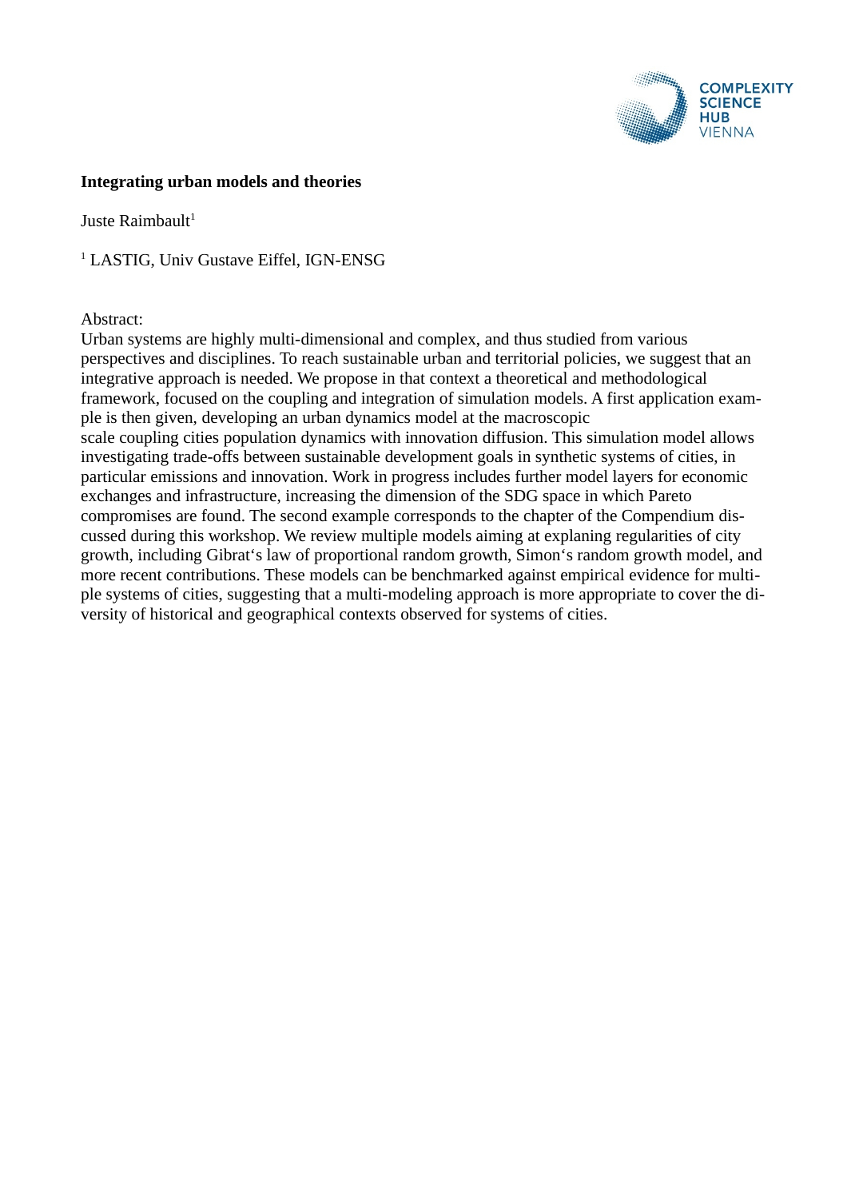**Integrating urban models and theories**

Juste Raimbault[1]

[1] LASTIG, Univ Gustave Eiffel, IGN-ENSG

Abstract:
Urban systems are highly multi-dimensional and complex, and thus studied from various perspectives and disciplines. To reach sustainable urban and territorial policies, we suggest that an integrative approach is needed. We propose in that context a theoretical and methodological framework, focused on the coupling and integration of simulation models. A first application example is then given, developing an urban dynamics model at the macroscopic scale coupling cities population dynamics with innovation diffusion. This simulation model allows investigating trade-offs between sustainable development goals in synthetic systems of cities, in particular emissions and innovation. Work in progress includes further model layers for economic exchanges and infrastructure, increasing the dimension of the SDG space in which Pareto compromises are found. The second example corresponds to the chapter of the Compendium discussed during this workshop. We review multiple models aiming at explaning regularities of city growth, including Gibrat's law of proportional random growth, Simon's random growth model, and more recent contributions. These models can be benchmarked against empirical evidence for multiple systems of cities, suggesting that a multi-modeling approach is more appropriate to cover the diversity of historical and geographical contexts observed for systems of cities.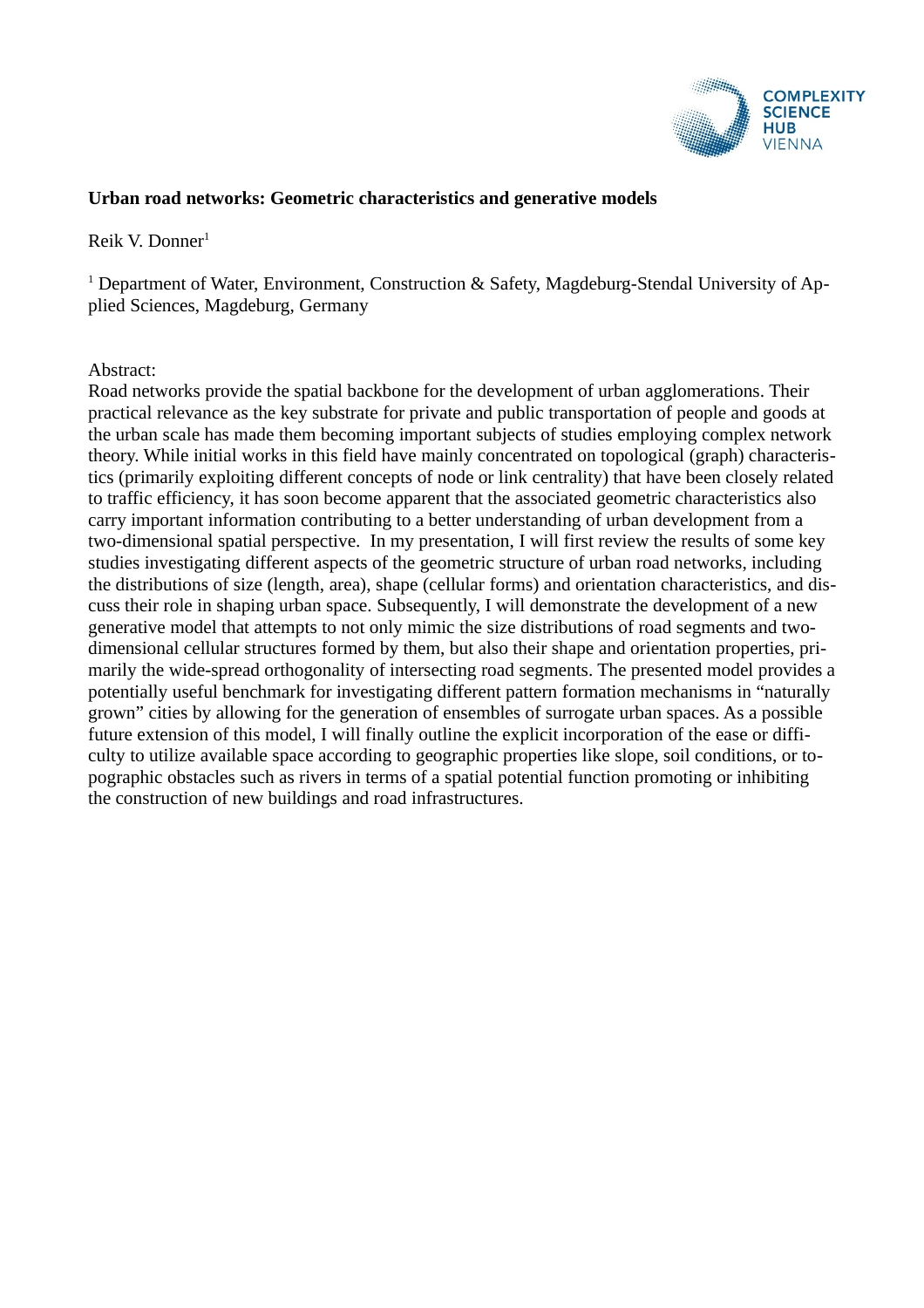**Urban road networks: Geometric characteristics and generative models**

Reik V. Donner[1]

[1] Department of Water, Environment, Construction & Safety, Magdeburg-Stendal University of Applied Sciences, Magdeburg, Germany

Abstract:
Road networks provide the spatial backbone for the development of urban agglomerations. Their practical relevance as the key substrate for private and public transportation of people and goods at the urban scale has made them becoming important subjects of studies employing complex network theory. While initial works in this field have mainly concentrated on topological (graph) characteristics (primarily exploiting different concepts of node or link centrality) that have been closely related to traffic efficiency, it has soon become apparent that the associated geometric characteristics also carry important information contributing to a better understanding of urban development from a two-dimensional spatial perspective. In my presentation, I will first review the results of some key studies investigating different aspects of the geometric structure of urban road networks, including the distributions of size (length, area), shape (cellular forms) and orientation characteristics, and discuss their role in shaping urban space. Subsequently, I will demonstrate the development of a new generative model that attempts to not only mimic the size distributions of road segments and two-dimensional cellular structures formed by them, but also their shape and orientation properties, primarily the wide-spread orthogonality of intersecting road segments. The presented model provides a potentially useful benchmark for investigating different pattern formation mechanisms in "naturally grown" cities by allowing for the generation of ensembles of surrogate urban spaces. As a possible future extension of this model, I will finally outline the explicit incorporation of the ease or difficulty to utilize available space according to geographic properties like slope, soil conditions, or topographic obstacles such as rivers in terms of a spatial potential function promoting or inhibiting the construction of new buildings and road infrastructures.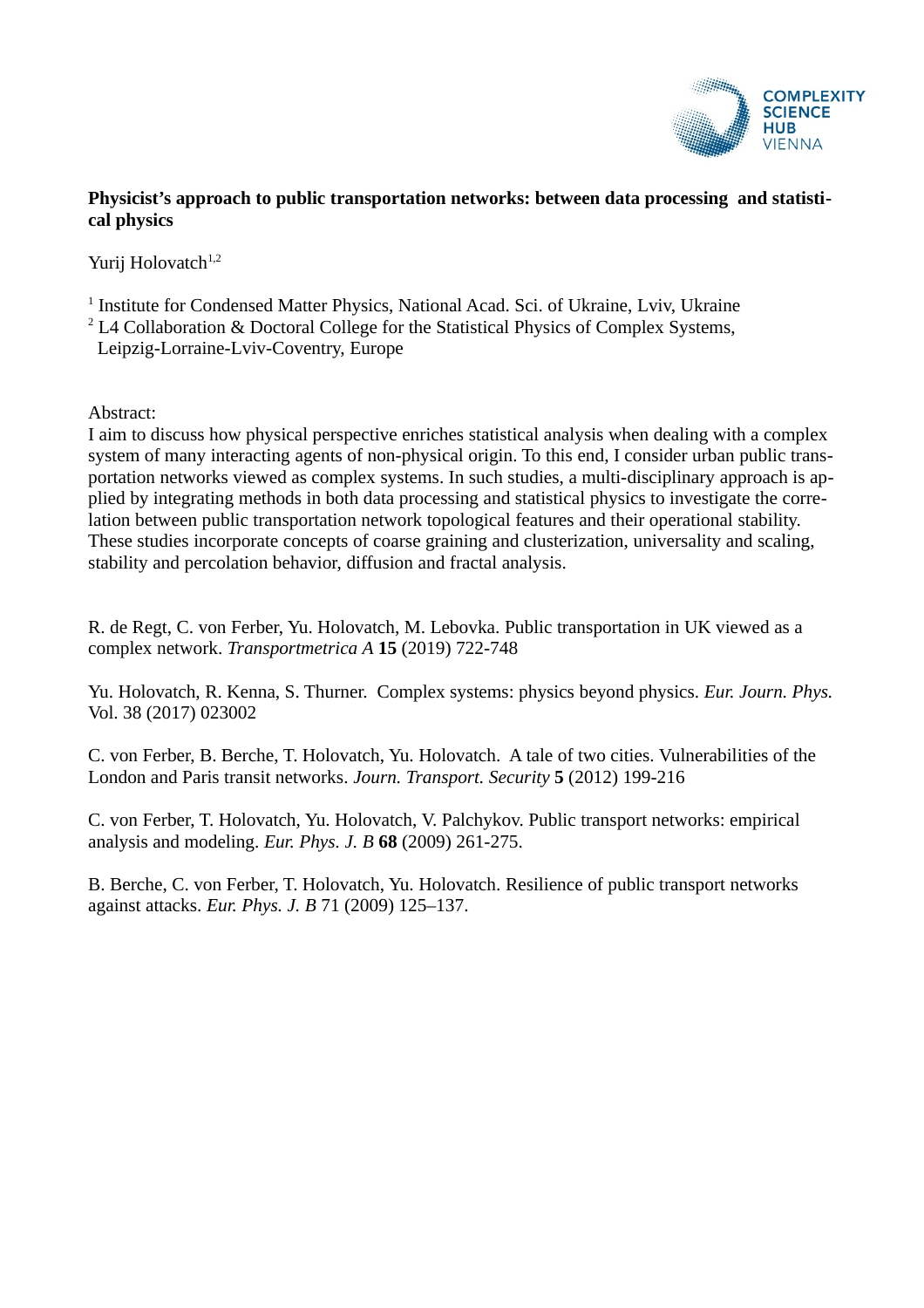**Physicist's approach to public transportation networks: between data processing and statistical physics**

Yurij Holovatch[1,2]

[1] Institute for Condensed Matter Physics, National Acad. Sci. of Ukraine, Lviv, Ukraine
[2] L4 Collaboration & Doctoral College for the Statistical Physics of Complex Systems, Leipzig-Lorraine-Lviv-Coventry, Europe

Abstract:
I aim to discuss how physical perspective enriches statistical analysis when dealing with a complex system of many interacting agents of non-physical origin. To this end, I consider urban public transportation networks viewed as complex systems. In such studies, a multi-disciplinary approach is applied by integrating methods in both data processing and statistical physics to investigate the correlation between public transportation network topological features and their operational stability. These studies incorporate concepts of coarse graining and clusterization, universality and scaling, stability and percolation behavior, diffusion and fractal analysis.

R. de Regt, C. von Ferber, Yu. Holovatch, M. Lebovka. Public transportation in UK viewed as a complex network. *Transportmetrica A* **15** (2019) 722-748

Yu. Holovatch, R. Kenna, S. Thurner. Complex systems: physics beyond physics. *Eur. Journ. Phys.* Vol. 38 (2017) 023002

C. von Ferber, B. Berche, T. Holovatch, Yu. Holovatch. A tale of two cities. Vulnerabilities of the London and Paris transit networks. *Journ. Transport. Security* **5** (2012) 199-216

C. von Ferber, T. Holovatch, Yu. Holovatch, V. Palchykov. Public transport networks: empirical analysis and modeling. *Eur. Phys. J. B* **68** (2009) 261-275.

B. Berche, C. von Ferber, T. Holovatch, Yu. Holovatch. Resilience of public transport networks against attacks. *Eur. Phys. J. B* 71 (2009) 125–137.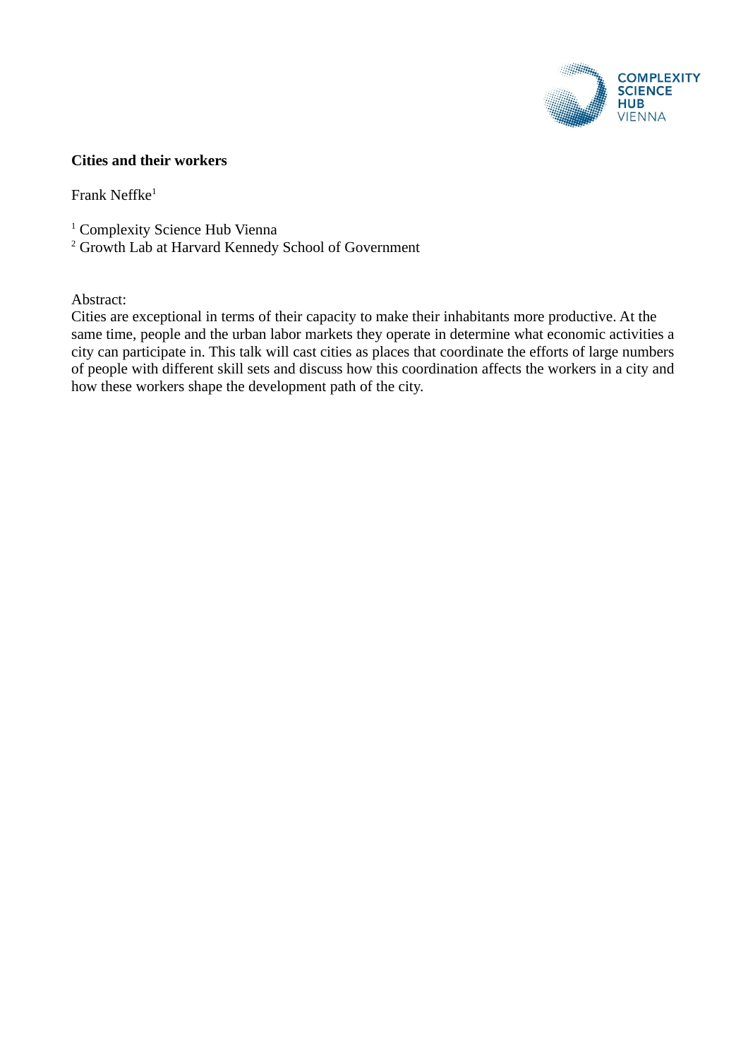**Cities and their workers**

Frank Neffke[1]

[1] Complexity Science Hub Vienna
[2] Growth Lab at Harvard Kennedy School of Government

Abstract:
Cities are exceptional in terms of their capacity to make their inhabitants more productive. At the same time, people and the urban labor markets they operate in determine what economic activities a city can participate in. This talk will cast cities as places that coordinate the efforts of large numbers of people with different skill sets and discuss how this coordination affects the workers in a city and how these workers shape the development path of the city.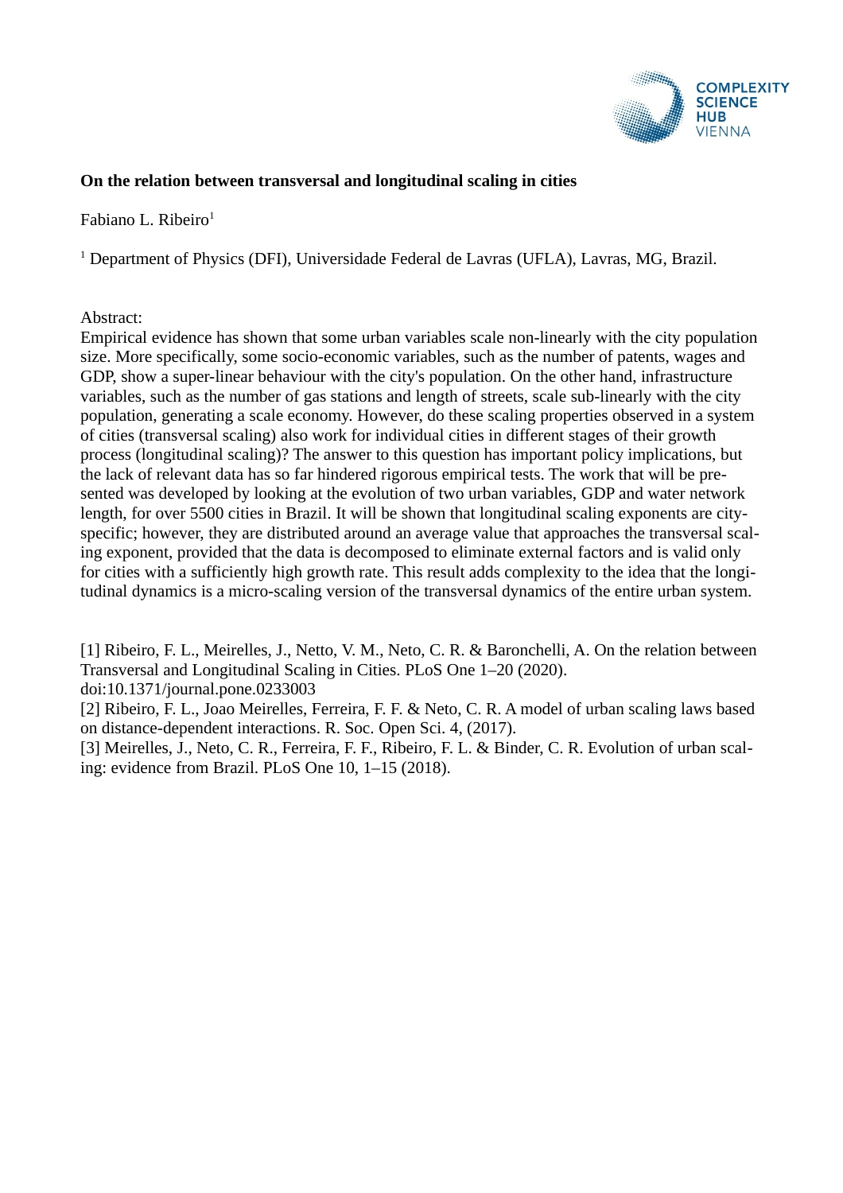**On the relation between transversal and longitudinal scaling in cities**

Fabiano L. Ribeiro[1]

[1] Department of Physics (DFI), Universidade Federal de Lavras (UFLA), Lavras, MG, Brazil.

Abstract:

Empirical evidence has shown that some urban variables scale non-linearly with the city population size. More specifically, some socio-economic variables, such as the number of patents, wages and GDP, show a super-linear behaviour with the city's population. On the other hand, infrastructure variables, such as the number of gas stations and length of streets, scale sub-linearly with the city population, generating a scale economy. However, do these scaling properties observed in a system of cities (transversal scaling) also work for individual cities in different stages of their growth process (longitudinal scaling)? The answer to this question has important policy implications, but the lack of relevant data has so far hindered rigorous empirical tests. The work that will be presented was developed by looking at the evolution of two urban variables, GDP and water network length, for over 5500 cities in Brazil. It will be shown that longitudinal scaling exponents are city-specific; however, they are distributed around an average value that approaches the transversal scaling exponent, provided that the data is decomposed to eliminate external factors and is valid only for cities with a sufficiently high growth rate. This result adds complexity to the idea that the longitudinal dynamics is a micro-scaling version of the transversal dynamics of the entire urban system.

[1] Ribeiro, F. L., Meirelles, J., Netto, V. M., Neto, C. R. & Baronchelli, A. On the relation between Transversal and Longitudinal Scaling in Cities. PLoS One 1–20 (2020). doi:10.1371/journal.pone.0233003

[2] Ribeiro, F. L., Joao Meirelles, Ferreira, F. F. & Neto, C. R. A model of urban scaling laws based on distance-dependent interactions. R. Soc. Open Sci. 4, (2017).

[3] Meirelles, J., Neto, C. R., Ferreira, F. F., Ribeiro, F. L. & Binder, C. R. Evolution of urban scaling: evidence from Brazil. PLoS One 10, 1–15 (2018).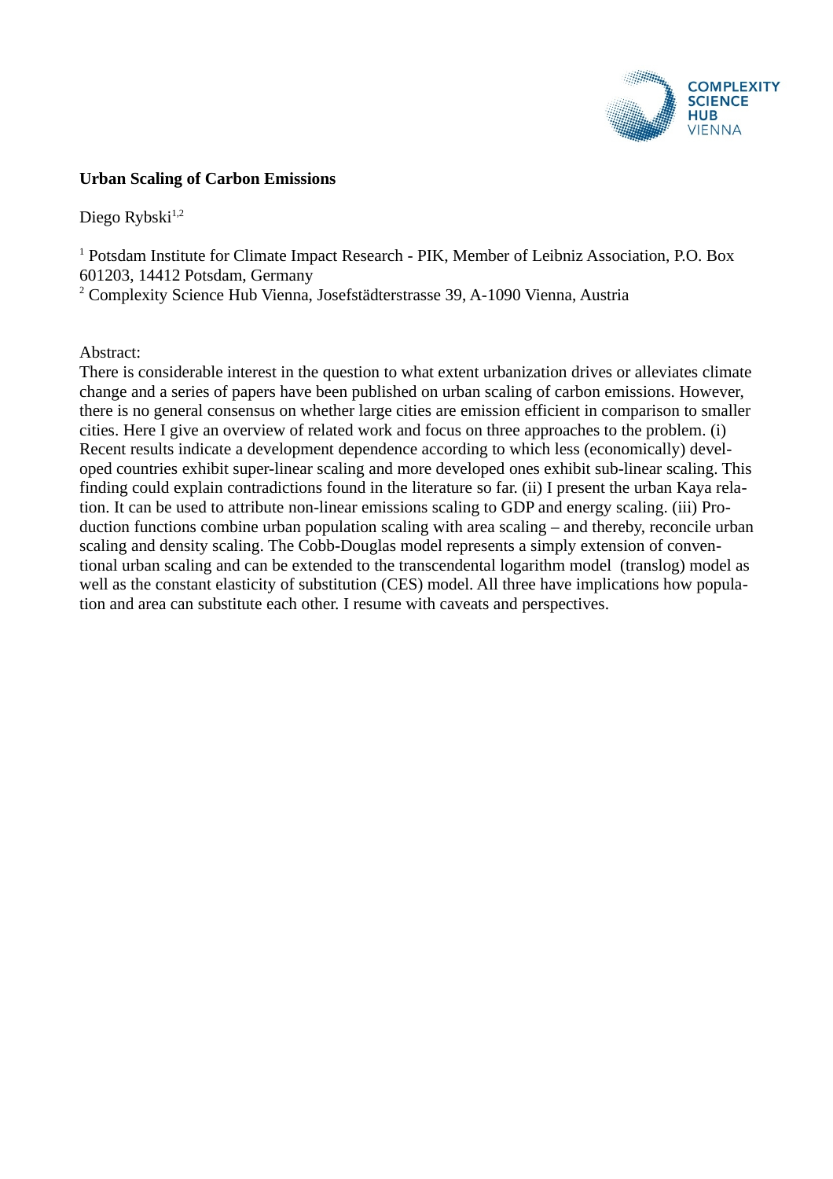**Urban Scaling of Carbon Emissions**

Diego Rybski[1,2]

[1] Potsdam Institute for Climate Impact Research - PIK, Member of Leibniz Association, P.O. Box 601203, 14412 Potsdam, Germany
[2] Complexity Science Hub Vienna, Josefstädterstrasse 39, A-1090 Vienna, Austria

Abstract:
There is considerable interest in the question to what extent urbanization drives or alleviates climate change and a series of papers have been published on urban scaling of carbon emissions. However, there is no general consensus on whether large cities are emission efficient in comparison to smaller cities. Here I give an overview of related work and focus on three approaches to the problem. (i) Recent results indicate a development dependence according to which less (economically) developed countries exhibit super-linear scaling and more developed ones exhibit sub-linear scaling. This finding could explain contradictions found in the literature so far. (ii) I present the urban Kaya relation. It can be used to attribute non-linear emissions scaling to GDP and energy scaling. (iii) Production functions combine urban population scaling with area scaling – and thereby, reconcile urban scaling and density scaling. The Cobb-Douglas model represents a simply extension of conventional urban scaling and can be extended to the transcendental logarithm model (translog) model as well as the constant elasticity of substitution (CES) model. All three have implications how population and area can substitute each other. I resume with caveats and perspectives.